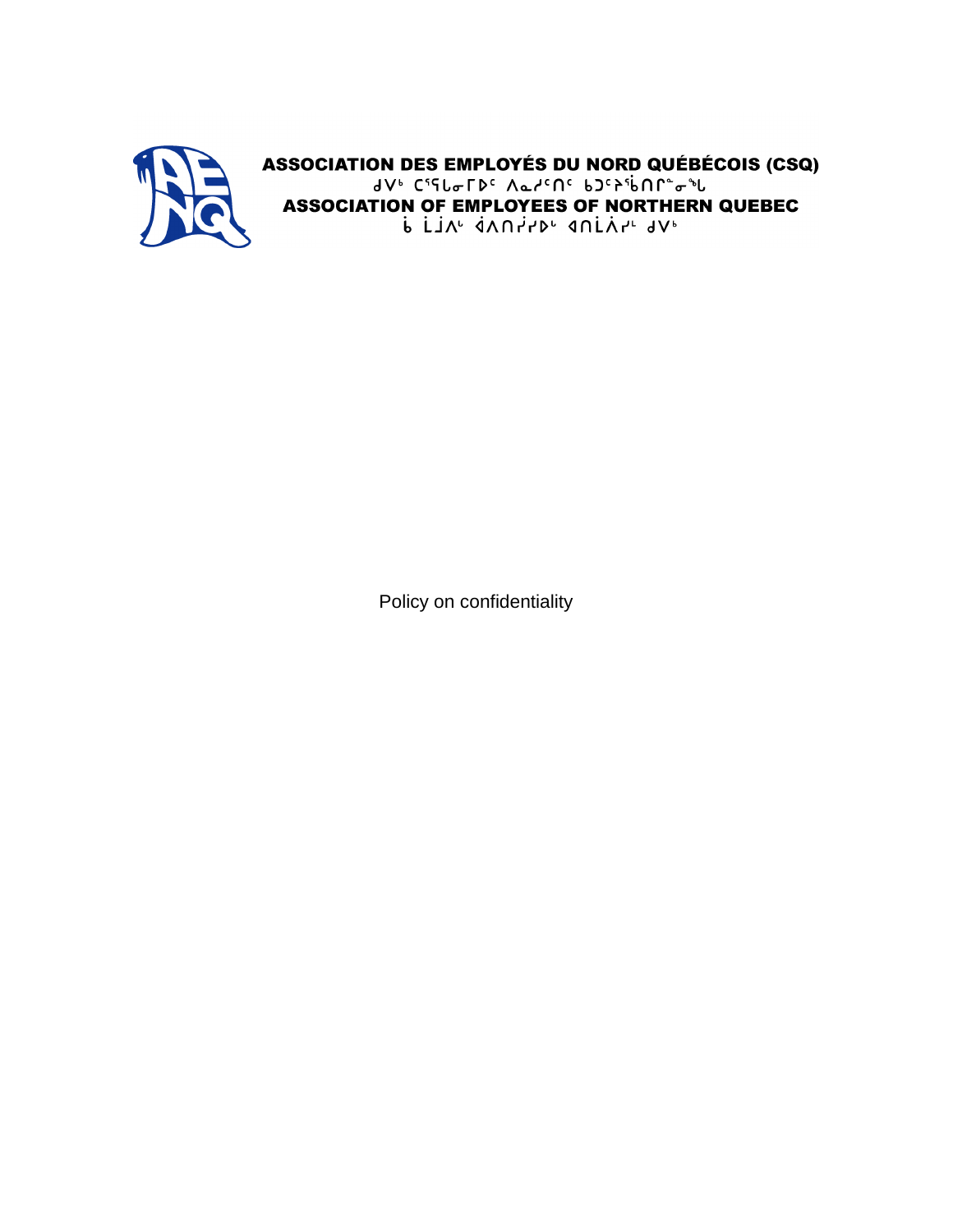**ASSOCIATION DES EMPLOYÉS DU NORD QUÉBÉCOIS (CSQ)**

**ᑯᐯᒃ ᑕᕐᕿᒪᓂᒥᐅᑦ ᐱᓇᓱᑦᑎᑦ ᑲᑐᑦᔨᖃᑎᒌᓐᓂᖓ**

**ASSOCIATION OF EMPLOYEES OF NORTHERN QUEBEC**

**ᑳ ᒫᒨᐱᒡ ᐋᐱᑎᓰᓯᐅᒡ ᐊᑎᒫᐲᓯᒼ ᑯᐯᒃ**

Policy on confidentiality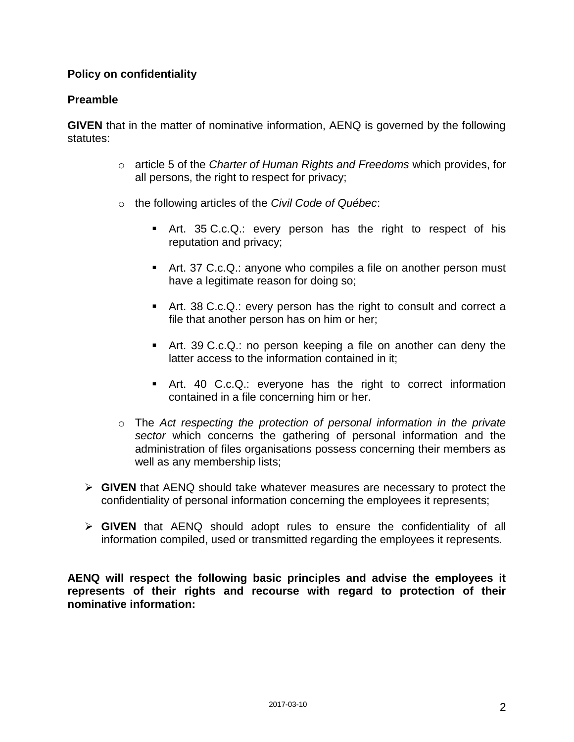**Policy on confidentiality**

**Preamble**

**GIVEN** that in the matter of nominative information, AENQ is governed by the following statutes:

- article 5 of the *Charter of Human Rights and Freedoms* which provides, for all persons, the right to respect for privacy;
- the following articles of the *Civil Code of Québec*:
  - Art. 35 C.c.Q.: every person has the right to respect of his reputation and privacy;
  - Art. 37 C.c.Q.: anyone who compiles a file on another person must have a legitimate reason for doing so;
  - Art. 38 C.c.Q.: every person has the right to consult and correct a file that another person has on him or her;
  - Art. 39 C.c.Q.: no person keeping a file on another can deny the latter access to the information contained in it;
  - Art. 40 C.c.Q.: everyone has the right to correct information contained in a file concerning him or her.
- The *Act respecting the protection of personal information in the private sector* which concerns the gathering of personal information and the administration of files organisations possess concerning their members as well as any membership lists;

- **GIVEN** that AENQ should take whatever measures are necessary to protect the confidentiality of personal information concerning the employees it represents;
- **GIVEN** that AENQ should adopt rules to ensure the confidentiality of all information compiled, used or transmitted regarding the employees it represents.

**AENQ will respect the following basic principles and advise the employees it represents of their rights and recourse with regard to protection of their nominative information:**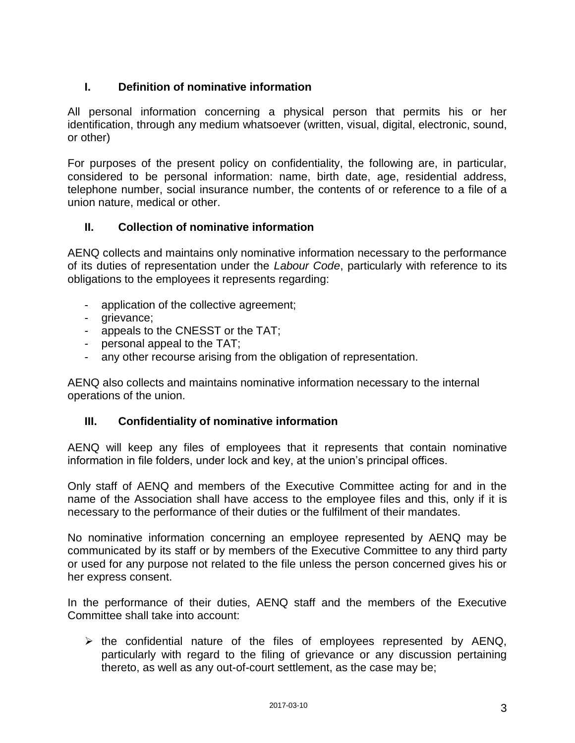## I. Definition of nominative information

All personal information concerning a physical person that permits his or her identification, through any medium whatsoever (written, visual, digital, electronic, sound, or other)

For purposes of the present policy on confidentiality, the following are, in particular, considered to be personal information: name, birth date, age, residential address, telephone number, social insurance number, the contents of or reference to a file of a union nature, medical or other.

## II. Collection of nominative information

AENQ collects and maintains only nominative information necessary to the performance of its duties of representation under the *Labour Code*, particularly with reference to its obligations to the employees it represents regarding:

- application of the collective agreement;
- grievance;
- appeals to the CNESST or the TAT;
- personal appeal to the TAT;
- any other recourse arising from the obligation of representation.

AENQ also collects and maintains nominative information necessary to the internal operations of the union.

## III. Confidentiality of nominative information

AENQ will keep any files of employees that it represents that contain nominative information in file folders, under lock and key, at the union's principal offices.

Only staff of AENQ and members of the Executive Committee acting for and in the name of the Association shall have access to the employee files and this, only if it is necessary to the performance of their duties or the fulfilment of their mandates.

No nominative information concerning an employee represented by AENQ may be communicated by its staff or by members of the Executive Committee to any third party or used for any purpose not related to the file unless the person concerned gives his or her express consent.

In the performance of their duties, AENQ staff and the members of the Executive Committee shall take into account:

- the confidential nature of the files of employees represented by AENQ, particularly with regard to the filing of grievance or any discussion pertaining thereto, as well as any out-of-court settlement, as the case may be;

2017-03-10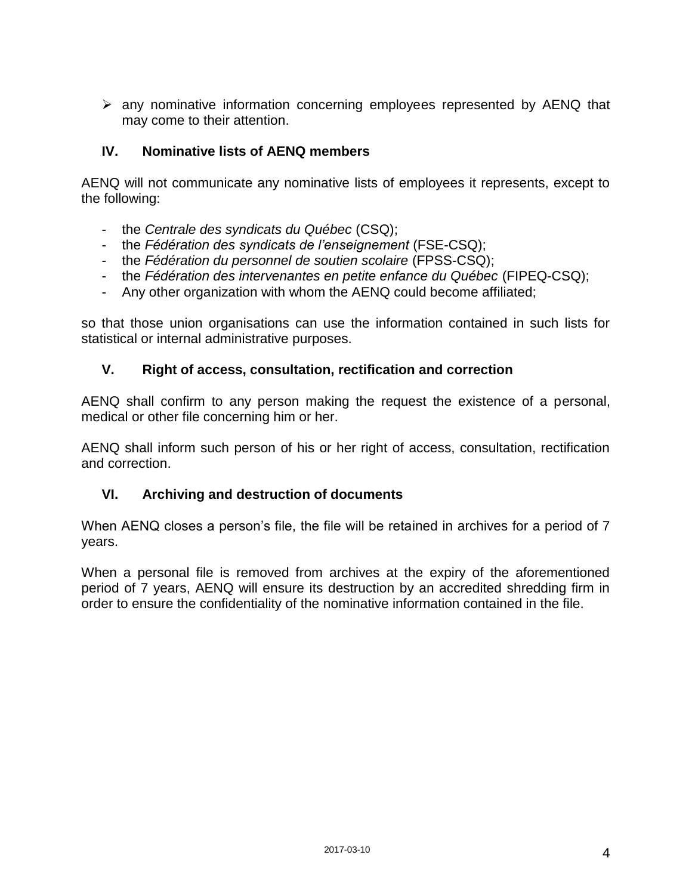- any nominative information concerning employees represented by AENQ that may come to their attention.

## IV. Nominative lists of AENQ members

AENQ will not communicate any nominative lists of employees it represents, except to the following:

- the *Centrale des syndicats du Québec* (CSQ);
- the *Fédération des syndicats de l'enseignement* (FSE-CSQ);
- the *Fédération du personnel de soutien scolaire* (FPSS-CSQ);
- the *Fédération des intervenantes en petite enfance du Québec* (FIPEQ-CSQ);
- Any other organization with whom the AENQ could become affiliated;

so that those union organisations can use the information contained in such lists for statistical or internal administrative purposes.

## V. Right of access, consultation, rectification and correction

AENQ shall confirm to any person making the request the existence of a personal, medical or other file concerning him or her.

AENQ shall inform such person of his or her right of access, consultation, rectification and correction.

## VI. Archiving and destruction of documents

When AENQ closes a person's file, the file will be retained in archives for a period of 7 years.

When a personal file is removed from archives at the expiry of the aforementioned period of 7 years, AENQ will ensure its destruction by an accredited shredding firm in order to ensure the confidentiality of the nominative information contained in the file.